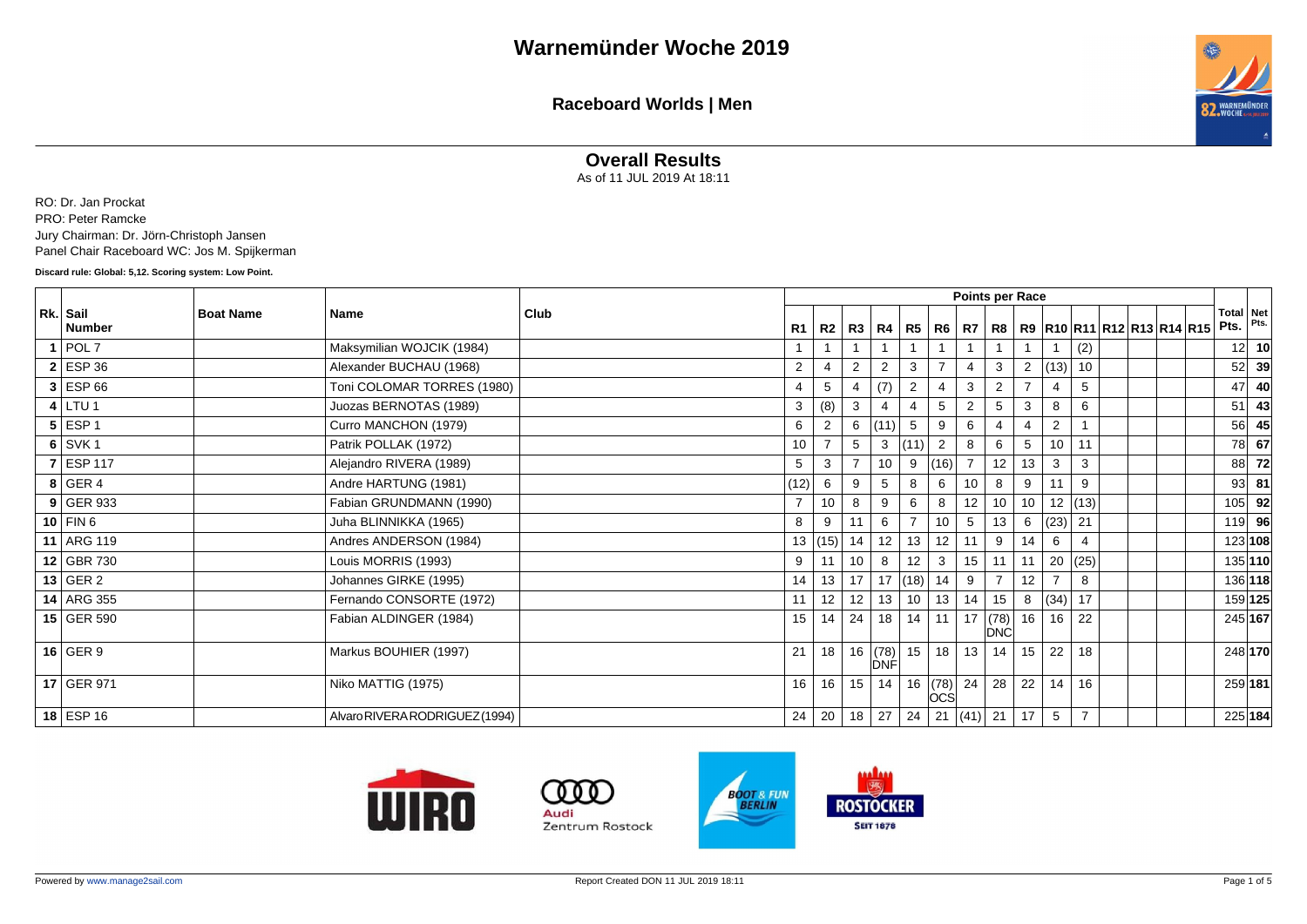# Warnemünder Woche 2019

## Raceboard Worlds | Men

### Overall Results

As of 11 JUL 2019 At 18:11

RO: Dr. Jan Prockat
PRO: Peter Ramcke
Jury Chairman: Dr. Jörn-Christoph Jansen
Panel Chair Raceboard WC: Jos M. Spijkerman

**Discard rule: Global: 5,12. Scoring system: Low Point.**

| Rk. | Sail Number | Boat Name | Name | Club | R1 | R2 | R3 | R4 | R5 | R6 | R7 | R8 | R9 | R10 | R11 | R12 | R13 | R14 | R15 | Total Pts. | Net Pts. |
|---|---|---|---|---|---|---|---|---|---|---|---|---|---|---|---|---|---|---|---|---|---|
| **1** | POL 7 | | Maksymilian WOJCIK (1984) | | 1 | 1 | 1 | 1 | 1 | 1 | 1 | 1 | 1 | 1 | (2) | | | | | 12 | **10** |
| **2** | ESP 36 | | Alexander BUCHAU (1968) | | 2 | 4 | 2 | 2 | 3 | 7 | 4 | 3 | 2 | (13) | 10 | | | | | 52 | **39** |
| **3** | ESP 66 | | Toni COLOMAR TORRES (1980) | | 4 | 5 | 4 | (7) | 2 | 4 | 3 | 2 | 7 | 4 | 5 | | | | | 47 | **40** |
| **4** | LTU 1 | | Juozas BERNOTAS (1989) | | 3 | (8) | 3 | 4 | 4 | 5 | 2 | 5 | 3 | 8 | 6 | | | | | 51 | **43** |
| **5** | ESP 1 | | Curro MANCHON (1979) | | 6 | 2 | 6 | (11) | 5 | 9 | 6 | 4 | 4 | 2 | 1 | | | | | 56 | **45** |
| **6** | SVK 1 | | Patrik POLLAK (1972) | | 10 | 7 | 5 | 3 | (11) | 2 | 8 | 6 | 5 | 10 | 11 | | | | | 78 | **67** |
| **7** | ESP 117 | | Alejandro RIVERA (1989) | | 5 | 3 | 7 | 10 | 9 | (16) | 7 | 12 | 13 | 3 | 3 | | | | | 88 | **72** |
| **8** | GER 4 | | Andre HARTUNG (1981) | | (12) | 6 | 9 | 5 | 8 | 6 | 10 | 8 | 9 | 11 | 9 | | | | | 93 | **81** |
| **9** | GER 933 | | Fabian GRUNDMANN (1990) | | 7 | 10 | 8 | 9 | 6 | 8 | 12 | 10 | 10 | 12 | (13) | | | | | 105 | **92** |
| **10** | FIN 6 | | Juha BLINNIKKA (1965) | | 8 | 9 | 11 | 6 | 7 | 10 | 5 | 13 | 6 | (23) | 21 | | | | | 119 | **96** |
| **11** | ARG 119 | | Andres ANDERSON (1984) | | 13 | (15) | 14 | 12 | 13 | 12 | 11 | 9 | 14 | 6 | 4 | | | | | 123 | **108** |
| **12** | GBR 730 | | Louis MORRIS (1993) | | 9 | 11 | 10 | 8 | 12 | 3 | 15 | 11 | 11 | 20 | (25) | | | | | 135 | **110** |
| **13** | GER 2 | | Johannes GIRKE (1995) | | 14 | 13 | 17 | 17 | (18) | 14 | 9 | 7 | 12 | 7 | 8 | | | | | 136 | **118** |
| **14** | ARG 355 | | Fernando CONSORTE (1972) | | 11 | 12 | 12 | 13 | 10 | 13 | 14 | 15 | 8 | (34) | 17 | | | | | 159 | **125** |
| **15** | GER 590 | | Fabian ALDINGER (1984) | | 15 | 14 | 24 | 18 | 14 | 11 | 17 | (78) DNC | 16 | 16 | 22 | | | | | 245 | **167** |
| **16** | GER 9 | | Markus BOUHIER (1997) | | 21 | 18 | 16 | (78) DNF | 15 | 18 | 13 | 14 | 15 | 22 | 18 | | | | | 248 | **170** |
| **17** | GER 971 | | Niko MATTIG (1975) | | 16 | 16 | 15 | 14 | 16 | (78) OCS | 24 | 28 | 22 | 14 | 16 | | | | | 259 | **181** |
| **18** | ESP 16 | | Alvaro RIVERA RODRIGUEZ (1994) | | 24 | 20 | 18 | 27 | 24 | 21 | (41) | 21 | 17 | 5 | 7 | | | | | 225 | **184** |

Powered by www.manage2sail.com

Report Created DON 11 JUL 2019 18:11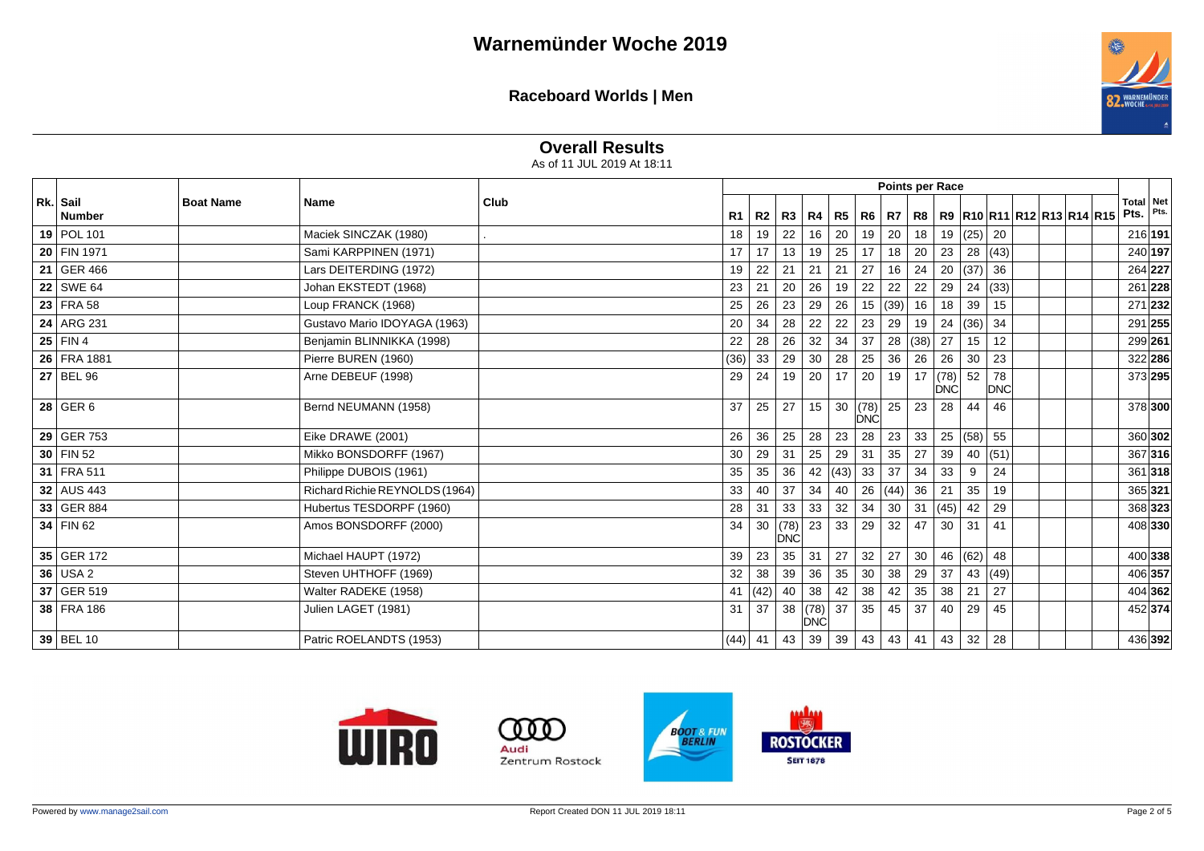# Warnemünder Woche 2019

## Raceboard Worlds | Men

### Overall Results

As of 11 JUL 2019 At 18:11

| Rk. | Sail Number | Boat Name | Name | Club | R1 | R2 | R3 | R4 | R5 | R6 | R7 | R8 | R9 | R10 | R11 | R12 | R13 | R14 | R15 | Total Pts. | Net Pts. |
|---|---|---|---|---|---|---|---|---|---|---|---|---|---|---|---|---|---|---|---|---|---|
| 19 | POL 101 | | Maciek SINCZAK (1980) | . | 18 | 19 | 22 | 16 | 20 | 19 | 20 | 18 | 19 | (25) | 20 | | | | | 216 | **191** |
| 20 | FIN 1971 | | Sami KARPPINEN (1971) | | 17 | 17 | 13 | 19 | 25 | 17 | 18 | 20 | 23 | 28 | (43) | | | | | 240 | **197** |
| 21 | GER 466 | | Lars DEITERDING (1972) | | 19 | 22 | 21 | 21 | 21 | 27 | 16 | 24 | 20 | (37) | 36 | | | | | 264 | **227** |
| 22 | SWE 64 | | Johan EKSTEDT (1968) | | 23 | 21 | 20 | 26 | 19 | 22 | 22 | 22 | 29 | 24 | (33) | | | | | 261 | **228** |
| 23 | FRA 58 | | Loup FRANCK (1968) | | 25 | 26 | 23 | 29 | 26 | 15 | (39) | 16 | 18 | 39 | 15 | | | | | 271 | **232** |
| 24 | ARG 231 | | Gustavo Mario IDOYAGA (1963) | | 20 | 34 | 28 | 22 | 22 | 23 | 29 | 19 | 24 | (36) | 34 | | | | | 291 | **255** |
| 25 | FIN 4 | | Benjamin BLINNIKKA (1998) | | 22 | 28 | 26 | 32 | 34 | 37 | 28 | (38) | 27 | 15 | 12 | | | | | 299 | **261** |
| 26 | FRA 1881 | | Pierre BUREN (1960) | | (36) | 33 | 29 | 30 | 28 | 25 | 36 | 26 | 26 | 30 | 23 | | | | | 322 | **286** |
| 27 | BEL 96 | | Arne DEBEUF (1998) | | 29 | 24 | 19 | 20 | 17 | 20 | 19 | 17 | (78) DNC | 52 | 78 DNC | | | | | 373 | **295** |
| 28 | GER 6 | | Bernd NEUMANN (1958) | | 37 | 25 | 27 | 15 | 30 | (78) DNC | 25 | 23 | 28 | 44 | 46 | | | | | 378 | **300** |
| 29 | GER 753 | | Eike DRAWE (2001) | | 26 | 36 | 25 | 28 | 23 | 28 | 23 | 33 | 25 | (58) | 55 | | | | | 360 | **302** |
| 30 | FIN 52 | | Mikko BONSDORFF (1967) | | 30 | 29 | 31 | 25 | 29 | 31 | 35 | 27 | 39 | 40 | (51) | | | | | 367 | **316** |
| 31 | FRA 511 | | Philippe DUBOIS (1961) | | 35 | 35 | 36 | 42 | (43) | 33 | 37 | 34 | 33 | 9 | 24 | | | | | 361 | **318** |
| 32 | AUS 443 | | Richard Richie REYNOLDS (1964) | | 33 | 40 | 37 | 34 | 40 | 26 | (44) | 36 | 21 | 35 | 19 | | | | | 365 | **321** |
| 33 | GER 884 | | Hubertus TESDORPF (1960) | | 28 | 31 | 33 | 33 | 32 | 34 | 30 | 31 | (45) | 42 | 29 | | | | | 368 | **323** |
| 34 | FIN 62 | | Amos BONSDORFF (2000) | | 34 | 30 | (78) DNC | 23 | 33 | 29 | 32 | 47 | 30 | 31 | 41 | | | | | 408 | **330** |
| 35 | GER 172 | | Michael HAUPT (1972) | | 39 | 23 | 35 | 31 | 27 | 32 | 27 | 30 | 46 | (62) | 48 | | | | | 400 | **338** |
| 36 | USA 2 | | Steven UHTHOFF (1969) | | 32 | 38 | 39 | 36 | 35 | 30 | 38 | 29 | 37 | 43 | (49) | | | | | 406 | **357** |
| 37 | GER 519 | | Walter RADEKE (1958) | | 41 | (42) | 40 | 38 | 42 | 38 | 42 | 35 | 38 | 21 | 27 | | | | | 404 | **362** |
| 38 | FRA 186 | | Julien LAGET (1981) | | 31 | 37 | 38 | (78) DNC | 37 | 35 | 45 | 37 | 40 | 29 | 45 | | | | | 452 | **374** |
| 39 | BEL 10 | | Patric ROELANDTS (1953) | | (44) | 41 | 43 | 39 | 39 | 43 | 43 | 41 | 43 | 32 | 28 | | | | | 436 | **392** |

Powered by www.manage2sail.com | Report Created DON 11 JUL 2019 18:11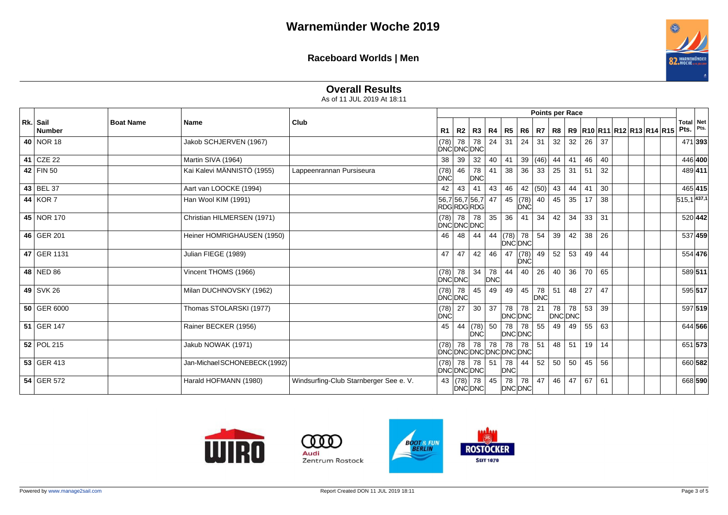# Warnemünder Woche 2019

## Raceboard Worlds | Men

### Overall Results

As of 11 JUL 2019 At 18:11

| Rk. | Sail Number | Boat Name | Name | Club | R1 | R2 | R3 | R4 | R5 | R6 | R7 | R8 | R9 | R10 | R11 | R12 | R13 | R14 | R15 | Total Pts. | Net Pts. |
|---|---|---|---|---|---|---|---|---|---|---|---|---|---|---|---|---|---|---|---|---|---|
| 40 | NOR 18 | | Jakob SCHJERVEN (1967) | | (78) DNC | 78 DNC | 78 DNC | 24 | 31 | 24 | 31 | 32 | 32 | 26 | 37 | | | | | 471 | **393** |
| 41 | CZE 22 | | Martin SIVA (1964) | | 38 | 39 | 32 | 40 | 41 | 39 | (46) | 44 | 41 | 46 | 40 | | | | | 446 | **400** |
| 42 | FIN 50 | | Kai Kalevi MÄNNISTÖ (1955) | Lappeenrannan Pursiseura | (78) DNC | 46 | 78 DNC | 41 | 38 | 36 | 33 | 25 | 31 | 51 | 32 | | | | | 489 | **411** |
| 43 | BEL 37 | | Aart van LOOCKE (1994) | | 42 | 43 | 41 | 43 | 46 | 42 | (50) | 43 | 44 | 41 | 30 | | | | | 465 | **415** |
| 44 | KOR 7 | | Han Wool KIM (1991) | | 56,7 RDG | 56,7 RDG | 56,7 RDG | 47 | 45 | (78) DNC | 40 | 45 | 35 | 17 | 38 | | | | | 515,1 | **437,1** |
| 45 | NOR 170 | | Christian HILMERSEN (1971) | | (78) DNC | 78 DNC | 78 DNC | 35 | 36 | 41 | 34 | 42 | 34 | 33 | 31 | | | | | 520 | **442** |
| 46 | GER 201 | | Heiner HOMRIGHAUSEN (1950) | | 46 | 48 | 44 | 44 | (78) DNC | 78 DNC | 54 | 39 | 42 | 38 | 26 | | | | | 537 | **459** |
| 47 | GER 1131 | | Julian FIEGE (1989) | | 47 | 47 | 42 | 46 | 47 | (78) DNC | 49 | 52 | 53 | 49 | 44 | | | | | 554 | **476** |
| 48 | NED 86 | | Vincent THOMS (1966) | | (78) DNC | 78 DNC | 34 | 78 DNC | 44 | 40 | 26 | 40 | 36 | 70 | 65 | | | | | 589 | **511** |
| 49 | SVK 26 | | Milan DUCHNOVSKY (1962) | | (78) DNC | 78 DNC | 45 | 49 | 49 | 45 | 78 DNC | 51 | 48 | 27 | 47 | | | | | 595 | **517** |
| 50 | GER 6000 | | Thomas STOLARSKI (1977) | | (78) DNC | 27 | 30 | 37 | 78 DNC | 78 DNC | 21 | 78 DNC | 78 DNC | 53 | 39 | | | | | 597 | **519** |
| 51 | GER 147 | | Rainer BECKER (1956) | | 45 | 44 | (78) DNC | 50 | 78 DNC | 78 DNC | 55 | 49 | 49 | 55 | 63 | | | | | 644 | **566** |
| 52 | POL 215 | | Jakub NOWAK (1971) | | (78) DNC | 78 DNC | 78 DNC | 78 DNC | 78 DNC | 78 DNC | 51 | 48 | 51 | 19 | 14 | | | | | 651 | **573** |
| 53 | GER 413 | | Jan-Michael SCHONEBECK (1992) | | (78) DNC | 78 DNC | 78 DNC | 51 | 78 DNC | 44 | 52 | 50 | 50 | 45 | 56 | | | | | 660 | **582** |
| 54 | GER 572 | | Harald HOFMANN (1980) | Windsurfing-Club Starnberger See e. V. | 43 | (78) DNC | 78 DNC | 45 | 78 DNC | 78 DNC | 47 | 46 | 47 | 67 | 61 | | | | | 668 | **590** |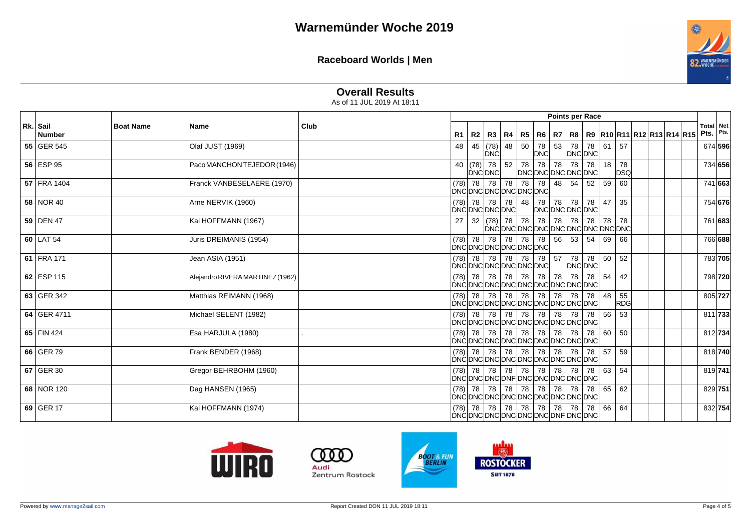# Warnemünder Woche 2019

## Raceboard Worlds | Men

### Overall Results

As of 11 JUL 2019 At 18:11

| Rk. | Sail Number | Boat Name | Name | Club | R1 | R2 | R3 | R4 | R5 | R6 | R7 | R8 | R9 | R10 | R11 | R12 | R13 | R14 | R15 | Total Pts. | Net Pts. |
|---|---|---|---|---|---|---|---|---|---|---|---|---|---|---|---|---|---|---|---|---|---|
| 55 | GER 545 | | Olaf JUST (1969) | | 48 | 45 | (78) DNC | 48 | 50 | 78 DNC | 53 | 78 DNC | 78 DNC | 61 | 57 | | | | | 674 | **596** |
| 56 | ESP 95 | | Paco MANCHON TEJEDOR (1946) | | 40 | (78) DNC | 78 DNC | 52 | 78 DNC | 78 DNC | 78 DNC | 78 DNC | 78 DNC | 18 | 78 DSQ | | | | | 734 | **656** |
| 57 | FRA 1404 | | Franck VANBESELAERE (1970) | | (78) DNC | 78 DNC | 78 DNC | 78 DNC | 78 DNC | 78 DNC | 48 | 54 | 52 | 59 | 60 | | | | | 741 | **663** |
| 58 | NOR 40 | | Arne NERVIK (1960) | | (78) DNC | 78 DNC | 78 DNC | 78 DNC | 48 | 78 DNC | 78 DNC | 78 DNC | 78 DNC | 47 | 35 | | | | | 754 | **676** |
| 59 | DEN 47 | | Kai HOFFMANN (1967) | | 27 | 32 | (78) DNC | 78 DNC | 78 DNC | 78 DNC | 78 DNC | 78 DNC | 78 DNC | 78 DNC | 78 DNC | | | | | 761 | **683** |
| 60 | LAT 54 | | Juris DREIMANIS (1954) | | (78) DNC | 78 DNC | 78 DNC | 78 DNC | 78 DNC | 78 DNC | 56 | 53 | 54 | 69 | 66 | | | | | 766 | **688** |
| 61 | FRA 171 | | Jean ASIA (1951) | | (78) DNC | 78 DNC | 78 DNC | 78 DNC | 78 DNC | 78 DNC | 57 | 78 DNC | 78 DNC | 50 | 52 | | | | | 783 | **705** |
| 62 | ESP 115 | | Alejandro RIVERA MARTINEZ (1962) | | (78) DNC | 78 DNC | 78 DNC | 78 DNC | 78 DNC | 78 DNC | 78 DNC | 78 DNC | 78 DNC | 54 | 42 | | | | | 798 | **720** |
| 63 | GER 342 | | Matthias REIMANN (1968) | | (78) DNC | 78 DNC | 78 DNC | 78 DNC | 78 DNC | 78 DNC | 78 DNC | 78 DNC | 78 DNC | 48 | 55 RDG | | | | | 805 | **727** |
| 64 | GER 4711 | | Michael SELENT (1982) | | (78) DNC | 78 DNC | 78 DNC | 78 DNC | 78 DNC | 78 DNC | 78 DNC | 78 DNC | 78 DNC | 56 | 53 | | | | | 811 | **733** |
| 65 | FIN 424 | | Esa HARJULA (1980) | . | (78) DNC | 78 DNC | 78 DNC | 78 DNC | 78 DNC | 78 DNC | 78 DNC | 78 DNC | 78 DNC | 60 | 50 | | | | | 812 | **734** |
| 66 | GER 79 | | Frank BENDER (1968) | | (78) DNC | 78 DNC | 78 DNC | 78 DNC | 78 DNC | 78 DNC | 78 DNC | 78 DNC | 78 DNC | 57 | 59 | | | | | 818 | **740** |
| 67 | GER 30 | | Gregor BEHRBOHM (1960) | | (78) DNC | 78 DNC | 78 DNC | 78 DNF | 78 DNC | 78 DNC | 78 DNC | 78 DNC | 78 DNC | 63 | 54 | | | | | 819 | **741** |
| 68 | NOR 120 | | Dag HANSEN (1965) | | (78) DNC | 78 DNC | 78 DNC | 78 DNC | 78 DNC | 78 DNC | 78 DNC | 78 DNC | 78 DNC | 65 | 62 | | | | | 829 | **751** |
| 69 | GER 17 | | Kai HOFFMANN (1974) | | (78) DNC | 78 DNC | 78 DNC | 78 DNC | 78 DNC | 78 DNC | 78 DNF | 78 DNC | 78 DNC | 66 | 64 | | | | | 832 | **754** |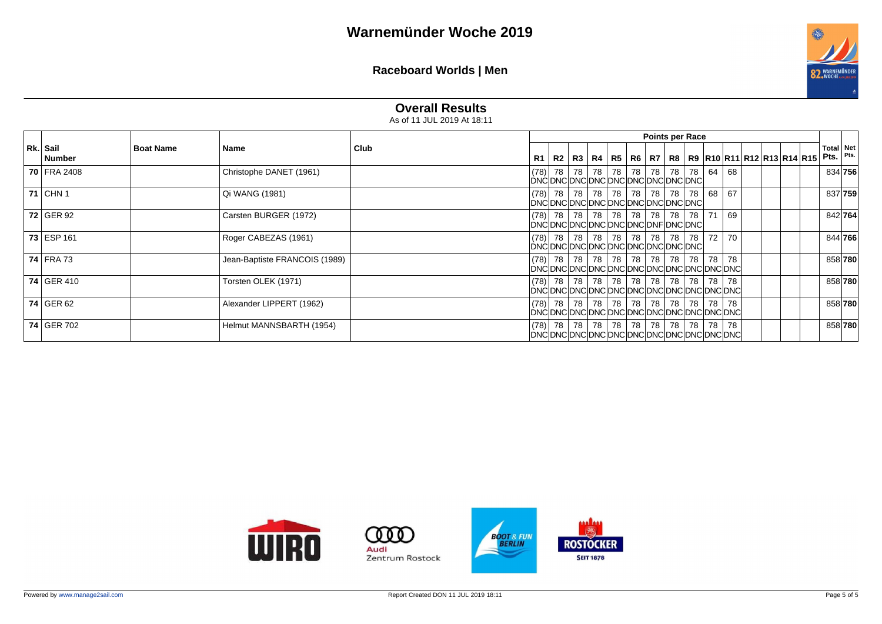# Warnemünder Woche 2019

## Raceboard Worlds | Men

### Overall Results

As of 11 JUL 2019 At 18:11

| Rk. | Sail Number | Boat Name | Name | Club | R1 | R2 | R3 | R4 | R5 | R6 | R7 | R8 | R9 | R10 | R11 | R12 | R13 | R14 | R15 | Total Pts. | Net Pts. |
|---|---|---|---|---|---|---|---|---|---|---|---|---|---|---|---|---|---|---|---|---|---|
| **70** | FRA 2408 | | Christophe DANET (1961) | | (78) DNC | 78 DNC | 78 DNC | 78 DNC | 78 DNC | 78 DNC | 78 DNC | 78 DNC | 78 DNC | 64 | 68 | | | | | 834 | **756** |
| **71** | CHN 1 | | Qi WANG (1981) | | (78) DNC | 78 DNC | 78 DNC | 78 DNC | 78 DNC | 78 DNC | 78 DNC | 78 DNC | 78 DNC | 68 | 67 | | | | | 837 | **759** |
| **72** | GER 92 | | Carsten BURGER (1972) | | (78) DNC | 78 DNC | 78 DNC | 78 DNC | 78 DNC | 78 DNC | 78 DNF | 78 DNC | 78 DNC | 71 | 69 | | | | | 842 | **764** |
| **73** | ESP 161 | | Roger CABEZAS (1961) | | (78) DNC | 78 DNC | 78 DNC | 78 DNC | 78 DNC | 78 DNC | 78 DNC | 78 DNC | 78 DNC | 72 | 70 | | | | | 844 | **766** |
| **74** | FRA 73 | | Jean-Baptiste FRANCOIS (1989) | | (78) DNC | 78 DNC | 78 DNC | 78 DNC | 78 DNC | 78 DNC | 78 DNC | 78 DNC | 78 DNC | 78 DNC | 78 DNC | | | | | 858 | **780** |
| **74** | GER 410 | | Torsten OLEK (1971) | | (78) DNC | 78 DNC | 78 DNC | 78 DNC | 78 DNC | 78 DNC | 78 DNC | 78 DNC | 78 DNC | 78 DNC | 78 DNC | | | | | 858 | **780** |
| **74** | GER 62 | | Alexander LIPPERT (1962) | | (78) DNC | 78 DNC | 78 DNC | 78 DNC | 78 DNC | 78 DNC | 78 DNC | 78 DNC | 78 DNC | 78 DNC | 78 DNC | | | | | 858 | **780** |
| **74** | GER 702 | | Helmut MANNSBARTH (1954) | | (78) DNC | 78 DNC | 78 DNC | 78 DNC | 78 DNC | 78 DNC | 78 DNC | 78 DNC | 78 DNC | 78 DNC | 78 DNC | | | | | 858 | **780** |

Powered by www.manage2sail.com

Report Created DON 11 JUL 2019 18:11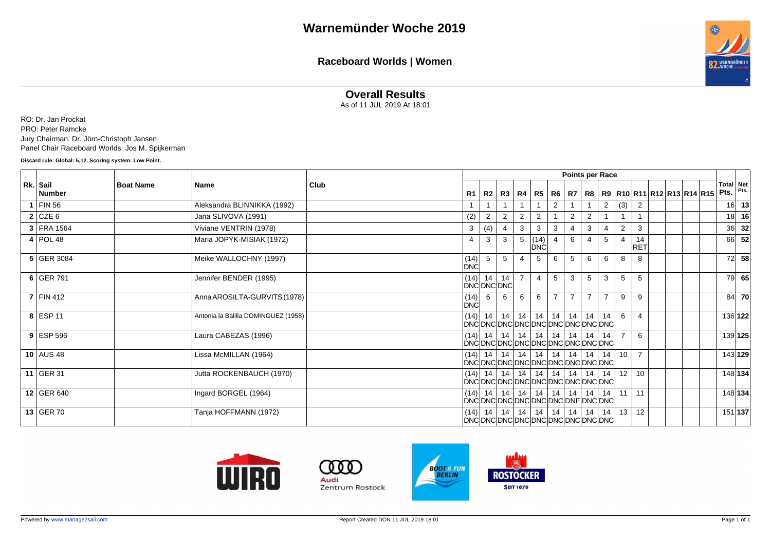# Warnemünder Woche 2019

## Raceboard Worlds | Women

### Overall Results

As of 11 JUL 2019 At 18:01

RO: Dr. Jan Prockat
PRO: Peter Ramcke
Jury Chairman: Dr. Jörn-Christoph Jansen
Panel Chair Raceboard Worlds: Jos M. Spijkerman

**Discard rule: Global: 5,12. Scoring system: Low Point.**

| Rk. | Sail Number | Boat Name | Name | Club | R1 | R2 | R3 | R4 | R5 | R6 | R7 | R8 | R9 | R10 | R11 | R12 | R13 | R14 | R15 | Total Pts. | Net Pts. |
|---|---|---|---|---|---|---|---|---|---|---|---|---|---|---|---|---|---|---|---|---|---|
| 1 | FIN 56 | | Aleksandra BLINNIKKA (1992) | | 1 | 1 | 1 | 1 | 1 | 2 | 1 | 1 | 2 | (3) | 2 | | | | | 16 | 13 |
| 2 | CZE 6 | | Jana SLIVOVA (1991) | | (2) | 2 | 2 | 2 | 2 | 1 | 2 | 2 | 1 | 1 | 1 | | | | | 18 | 16 |
| 3 | FRA 1564 | | Viviane VENTRIN (1978) | | 3 | (4) | 4 | 3 | 3 | 3 | 4 | 3 | 4 | 2 | 3 | | | | | 36 | 32 |
| 4 | POL 48 | | Maria JOPYK-MISIAK (1972) | | 4 | 3 | 3 | 5 | (14) DNC | 4 | 6 | 4 | 5 | 4 | 14 RET | | | | | 66 | 52 |
| 5 | GER 3084 | | Meike WALLOCHNY (1997) | | (14) DNC | 5 | 5 | 4 | 5 | 6 | 5 | 6 | 6 | 8 | 8 | | | | | 72 | 58 |
| 6 | GER 791 | | Jennifer BENDER (1995) | | (14) DNC | 14 DNC | 14 DNC | 7 | 4 | 5 | 3 | 5 | 3 | 5 | 5 | | | | | 79 | 65 |
| 7 | FIN 412 | | Anna AROSILTA-GURVITS (1978) | | (14) DNC | 6 | 6 | 6 | 6 | 7 | 7 | 7 | 7 | 9 | 9 | | | | | 84 | 70 |
| 8 | ESP 11 | | Antonia la Balilla DOMINGUEZ (1958) | | (14) DNC | 14 DNC | 14 DNC | 14 DNC | 14 DNC | 14 DNC | 14 DNC | 14 DNC | 14 DNC | 6 | 4 | | | | | 136 | 122 |
| 9 | ESP 596 | | Laura CABEZAS (1996) | | (14) DNC | 14 DNC | 14 DNC | 14 DNC | 14 DNC | 14 DNC | 14 DNC | 14 DNC | 14 DNC | 7 | 6 | | | | | 139 | 125 |
| 10 | AUS 48 | | Lissa McMILLAN (1964) | | (14) DNC | 14 DNC | 14 DNC | 14 DNC | 14 DNC | 14 DNC | 14 DNC | 14 DNC | 14 DNC | 10 | 7 | | | | | 143 | 129 |
| 11 | GER 31 | | Jutta ROCKENBAUCH (1970) | | (14) DNC | 14 DNC | 14 DNC | 14 DNC | 14 DNC | 14 DNC | 14 DNC | 14 DNC | 14 DNC | 12 | 10 | | | | | 148 | 134 |
| 12 | GER 640 | | Ingard BORGEL (1964) | | (14) DNC | 14 DNC | 14 DNC | 14 DNC | 14 DNC | 14 DNC | 14 DNF | 14 DNC | 14 DNC | 11 | 11 | | | | | 148 | 134 |
| 13 | GER 70 | | Tanja HOFFMANN (1972) | | (14) DNC | 14 DNC | 14 DNC | 14 DNC | 14 DNC | 14 DNC | 14 DNC | 14 DNC | 14 DNC | 13 | 12 | | | | | 151 | 137 |

Powered by www.manage2sail.com

Report Created DON 11 JUL 2019 18:01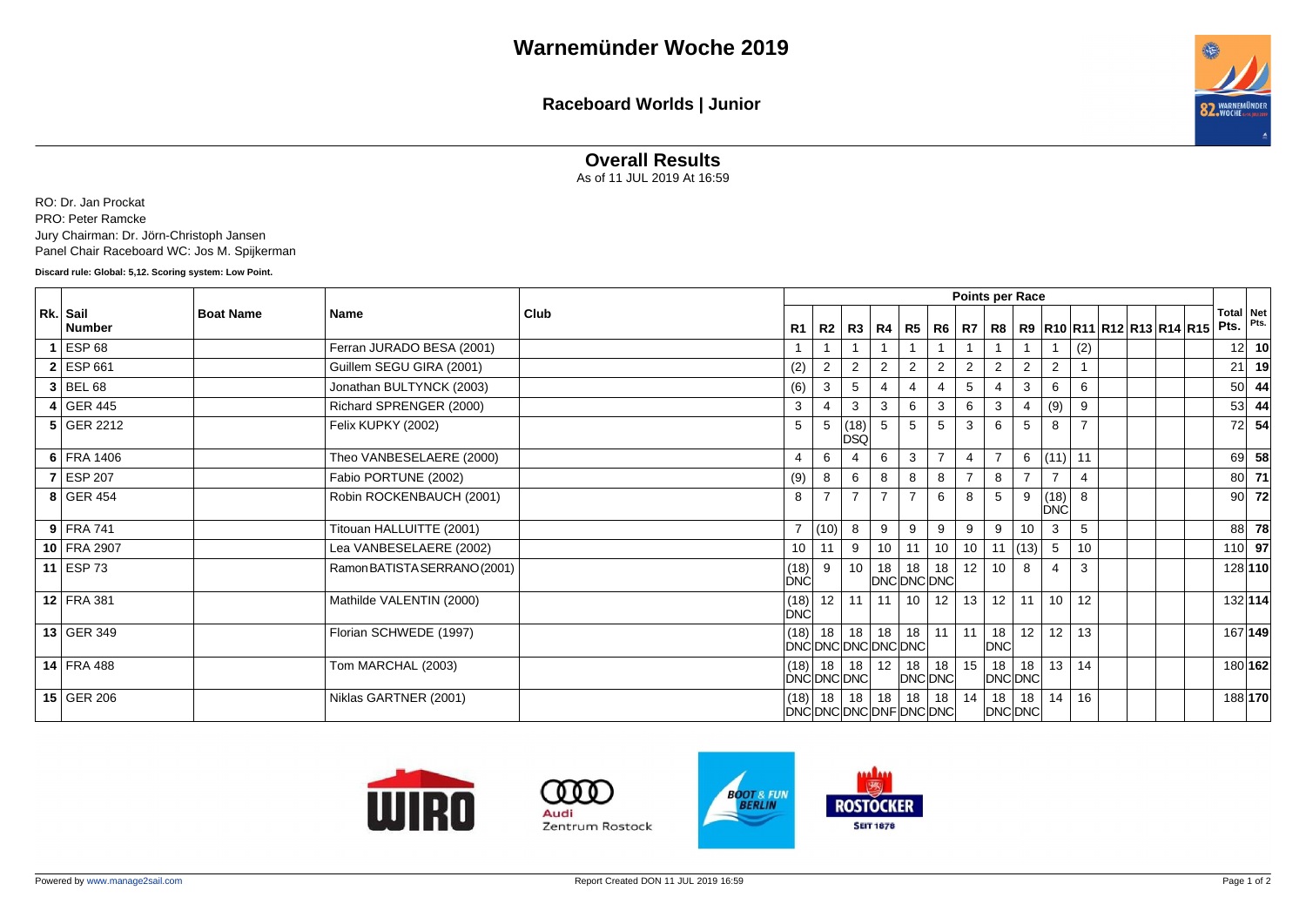# Warnemünder Woche 2019

## Raceboard Worlds | Junior

### Overall Results

As of 11 JUL 2019 At 16:59

RO: Dr. Jan Prockat
PRO: Peter Ramcke
Jury Chairman: Dr. Jörn-Christoph Jansen
Panel Chair Raceboard WC: Jos M. Spijkerman

**Discard rule: Global: 5,12. Scoring system: Low Point.**

| Rk. | Sail Number | Boat Name | Name | Club | R1 | R2 | R3 | R4 | R5 | R6 | R7 | R8 | R9 | R10 | R11 | R12 | R13 | R14 | R15 | Total Pts. | Net Pts. |
|---|---|---|---|---|---|---|---|---|---|---|---|---|---|---|---|---|---|---|---|---|---|
| 1 | ESP 68 | | Ferran JURADO BESA (2001) | | 1 | 1 | 1 | 1 | 1 | 1 | 1 | 1 | 1 | 1 | (2) | | | | | 12 | **10** |
| 2 | ESP 661 | | Guillem SEGU GIRA (2001) | | (2) | 2 | 2 | 2 | 2 | 2 | 2 | 2 | 2 | 2 | 1 | | | | | 21 | **19** |
| 3 | BEL 68 | | Jonathan BULTYNCK (2003) | | (6) | 3 | 5 | 4 | 4 | 4 | 5 | 4 | 3 | 6 | 6 | | | | | 50 | **44** |
| 4 | GER 445 | | Richard SPRENGER (2000) | | 3 | 4 | 3 | 3 | 6 | 3 | 6 | 3 | 4 | (9) | 9 | | | | | 53 | **44** |
| 5 | GER 2212 | | Felix KUPKY (2002) | | 5 | 5 | (18) DSQ | 5 | 5 | 5 | 3 | 6 | 5 | 8 | 7 | | | | | 72 | **54** |
| 6 | FRA 1406 | | Theo VANBESELAERE (2000) | | 4 | 6 | 4 | 6 | 3 | 7 | 4 | 7 | 6 | (11) | 11 | | | | | 69 | **58** |
| 7 | ESP 207 | | Fabio PORTUNE (2002) | | (9) | 8 | 6 | 8 | 8 | 8 | 7 | 8 | 7 | 7 | 4 | | | | | 80 | **71** |
| 8 | GER 454 | | Robin ROCKENBAUCH (2001) | | 8 | 7 | 7 | 7 | 7 | 6 | 8 | 5 | 9 | (18) DNC | 8 | | | | | 90 | **72** |
| 9 | FRA 741 | | Titouan HALLUITTE (2001) | | 7 | (10) | 8 | 9 | 9 | 9 | 9 | 9 | 10 | 3 | 5 | | | | | 88 | **78** |
| 10 | FRA 2907 | | Lea VANBESELAERE (2002) | | 10 | 11 | 9 | 10 | 11 | 10 | 10 | 11 | (13) | 5 | 10 | | | | | 110 | **97** |
| 11 | ESP 73 | | Ramon BATISTA SERRANO (2001) | | (18) DNC | 9 | 10 | 18 DNC | 18 DNC | 18 DNC | 12 | 10 | 8 | 4 | 3 | | | | | 128 | **110** |
| 12 | FRA 381 | | Mathilde VALENTIN (2000) | | (18) DNC | 12 | 11 | 11 | 10 | 12 | 13 | 12 | 11 | 10 | 12 | | | | | 132 | **114** |
| 13 | GER 349 | | Florian SCHWEDE (1997) | | (18) DNC | 18 DNC | 18 DNC | 18 DNC | 18 DNC | 11 | 11 | 18 DNC | 12 | 12 | 13 | | | | | 167 | **149** |
| 14 | FRA 488 | | Tom MARCHAL (2003) | | (18) DNC | 18 DNC | 18 DNC | 12 | 18 DNC | 18 DNC | 15 | 18 DNC | 18 DNC | 13 | 14 | | | | | 180 | **162** |
| 15 | GER 206 | | Niklas GARTNER (2001) | | (18) DNC | 18 DNC | 18 DNC | 18 DNF | 18 DNC | 18 DNC | 14 | 18 DNC | 18 DNC | 14 | 16 | | | | | 188 | **170** |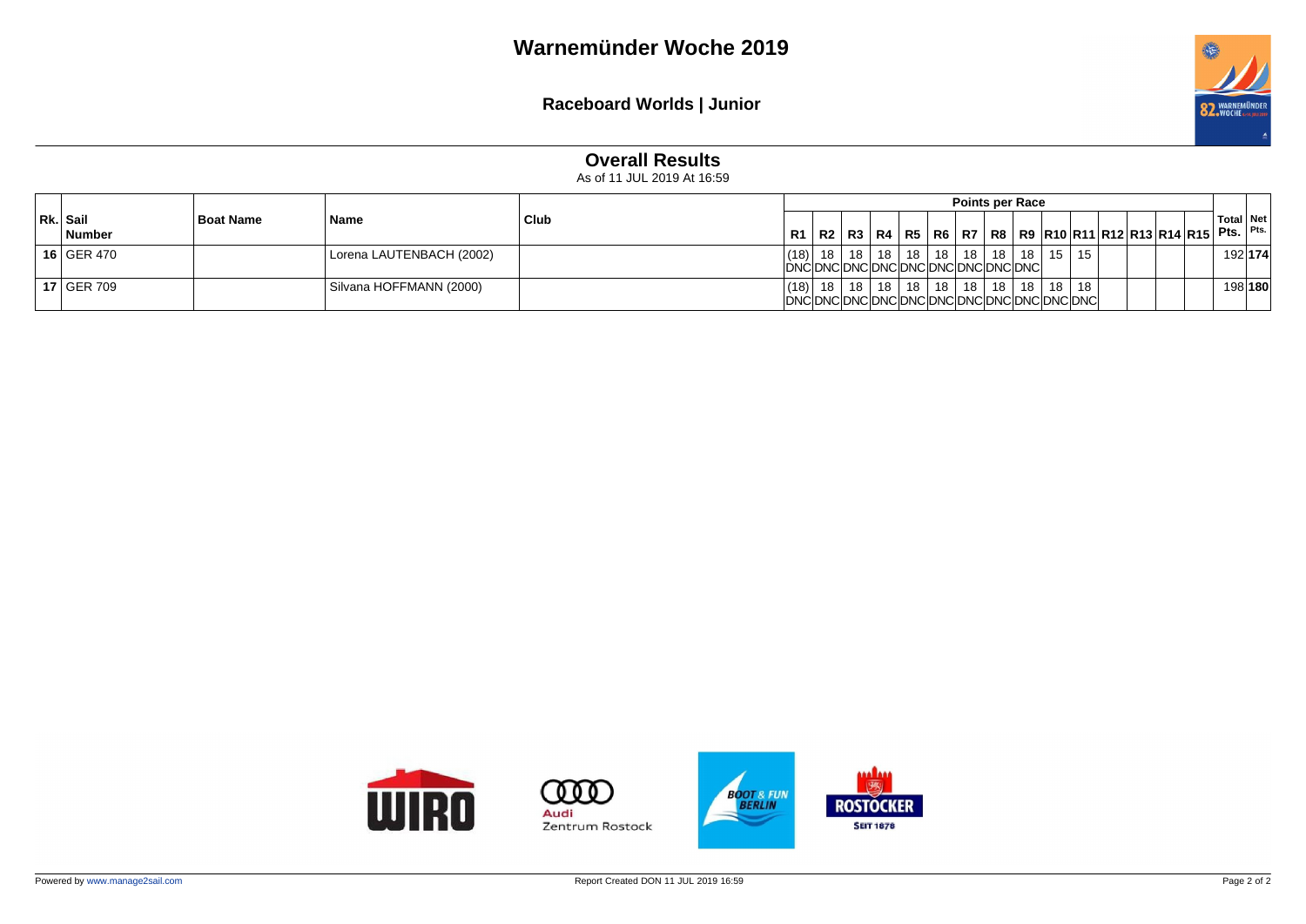# Warnemünder Woche 2019

## Raceboard Worlds | Junior

### Overall Results

As of 11 JUL 2019 At 16:59

| Rk. | Sail Number | Boat Name | Name | Club | R1 | R2 | R3 | R4 | R5 | R6 | R7 | R8 | R9 | R10 | R11 | R12 | R13 | R14 | R15 | Total Pts. | Net Pts. |
|---|---|---|---|---|---|---|---|---|---|---|---|---|---|---|---|---|---|---|---|---|---|
| **16** | GER 470 | | Lorena LAUTENBACH (2002) | | (18) DNC | 18 DNC | 18 DNC | 18 DNC | 18 DNC | 18 DNC | 18 DNC | 18 DNC | 18 DNC | 15 | 15 | | | | | 192 | **174** |
| **17** | GER 709 | | Silvana HOFFMANN (2000) | | (18) DNC | 18 DNC | 18 DNC | 18 DNC | 18 DNC | 18 DNC | 18 DNC | 18 DNC | 18 DNC | 18 DNC | 18 DNC | | | | | 198 | **180** |

Powered by www.manage2sail.com

Report Created DON 11 JUL 2019 16:59